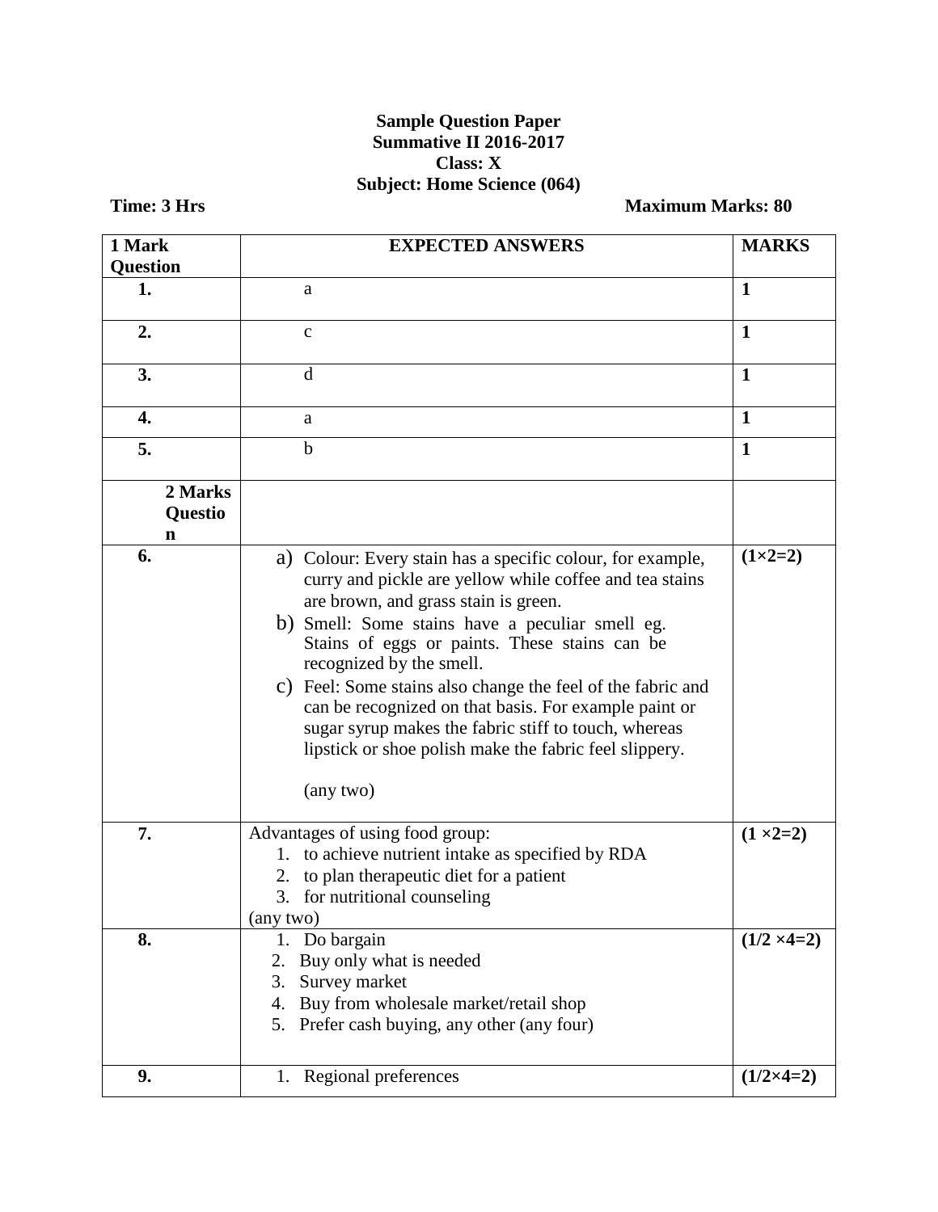**Sample Question Paper**
**Summative II 2016-2017**
**Class: X**
**Subject: Home Science (064)**

**Time: 3 Hrs** **Maximum Marks: 80**

| 1 Mark Question | EXPECTED ANSWERS | MARKS |
|---|---|---|
| **1.** | a | **1** |
| **2.** | c | **1** |
| **3.** | d | **1** |
| **4.** | a | **1** |
| **5.** | b | **1** |
| **2 Marks Question** | | |
| **6.** | a) Colour: Every stain has a specific colour, for example, curry and pickle are yellow while coffee and tea stains are brown, and grass stain is green.<br>b) Smell: Some stains have a peculiar smell eg. Stains of eggs or paints. These stains can be recognized by the smell.<br>c) Feel: Some stains also change the feel of the fabric and can be recognized on that basis. For example paint or sugar syrup makes the fabric stiff to touch, whereas lipstick or shoe polish make the fabric feel slippery.<br><br>(any two) | **(1×2=2)** |
| **7.** | Advantages of using food group:<br>1. to achieve nutrient intake as specified by RDA<br>2. to plan therapeutic diet for a patient<br>3. for nutritional counseling<br>(any two) | **(1 ×2=2)** |
| **8.** | 1. Do bargain<br>2. Buy only what is needed<br>3. Survey market<br>4. Buy from wholesale market/retail shop<br>5. Prefer cash buying, any other (any four) | **(1/2 ×4=2)** |
| **9.** | 1. Regional preferences | **(1/2×4=2)** |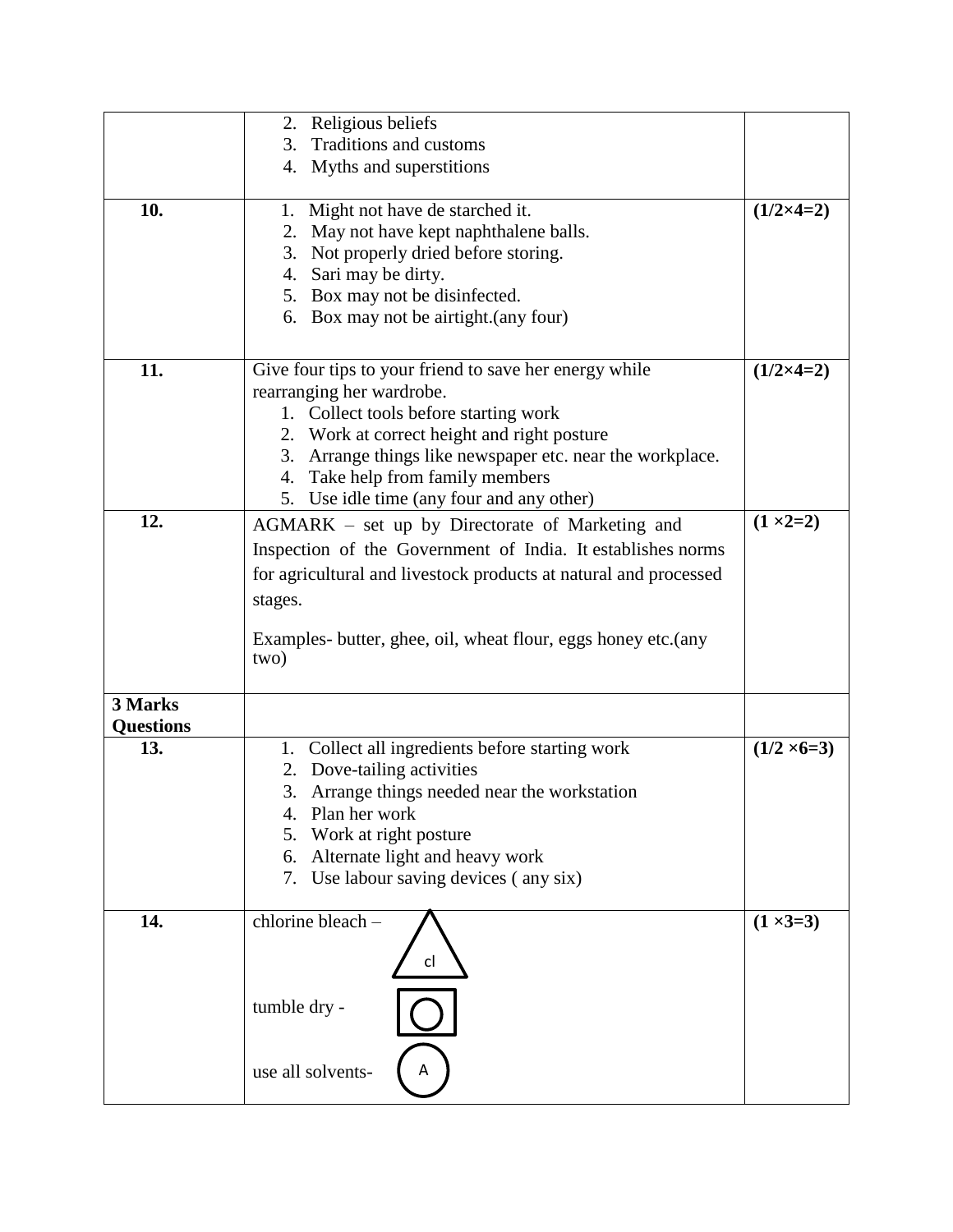| | | |
|---|---|---|
| | 2. Religious beliefs<br>3. Traditions and customs<br>4. Myths and superstitions | |
| **10.** | 1. Might not have de starched it.<br>2. May not have kept naphthalene balls.<br>3. Not properly dried before storing.<br>4. Sari may be dirty.<br>5. Box may not be disinfected.<br>6. Box may not be airtight.(any four) | **(1/2×4=2)** |
| **11.** | Give four tips to your friend to save her energy while rearranging her wardrobe.<br>1. Collect tools before starting work<br>2. Work at correct height and right posture<br>3. Arrange things like newspaper etc. near the workplace.<br>4. Take help from family members<br>5. Use idle time (any four and any other) | **(1/2×4=2)** |
| **12.** | AGMARK – set up by Directorate of Marketing and Inspection of the Government of India. It establishes norms for agricultural and livestock products at natural and processed stages.<br><br>Examples- butter, ghee, oil, wheat flour, eggs honey etc.(any two) | **(1 ×2=2)** |
| **3 Marks Questions** | | |
| **13.** | 1. Collect all ingredients before starting work<br>2. Dove-tailing activities<br>3. Arrange things needed near the workstation<br>4. Plan her work<br>5. Work at right posture<br>6. Alternate light and heavy work<br>7. Use labour saving devices ( any six) | **(1/2 ×6=3)** |
| **14.** | chlorine bleach – [triangle symbol with "cl"]<br><br>tumble dry - [square with circle symbol]<br><br>use all solvents- [circle with "A"] | **(1 ×3=3)** |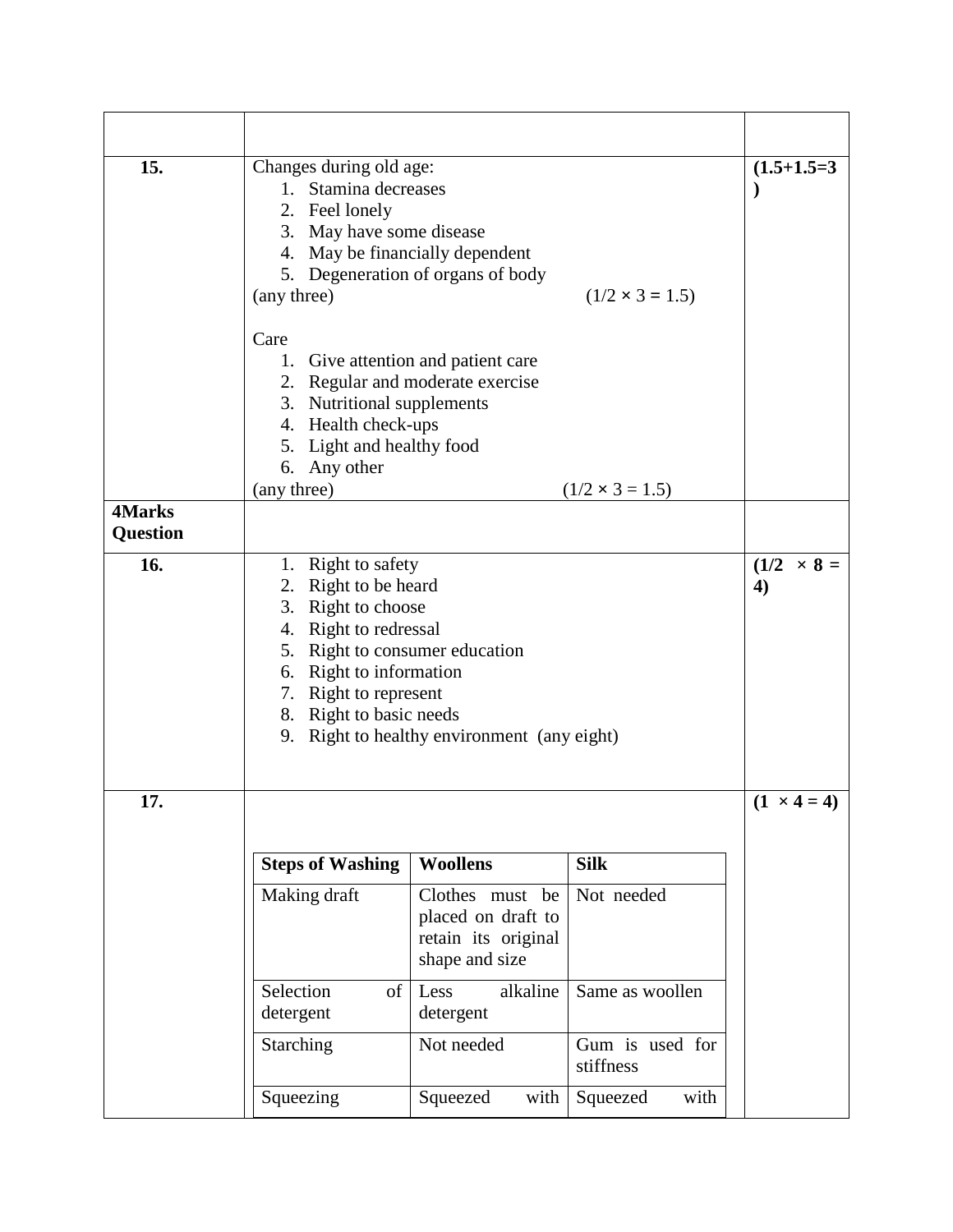| | | |
|---|---|---|
| **15.** | Changes during old age:<br>1. Stamina decreases<br>2. Feel lonely<br>3. May have some disease<br>4. May be financially dependent<br>5. Degeneration of organs of body<br>(any three) (1/2 × 3 = 1.5)<br><br>Care<br>1. Give attention and patient care<br>2. Regular and moderate exercise<br>3. Nutritional supplements<br>4. Health check-ups<br>5. Light and healthy food<br>6. Any other<br>(any three) (1/2 × 3 = 1.5) | **(1.5+1.5=3)** |
| **4Marks Question** | | |
| **16.** | 1. Right to safety<br>2. Right to be heard<br>3. Right to choose<br>4. Right to redressal<br>5. Right to consumer education<br>6. Right to information<br>7. Right to represent<br>8. Right to basic needs<br>9. Right to healthy environment (any eight) | **(1/2 × 8 = 4)** |
| **17.** | (see table below) | **(1 × 4 = 4)** |

| **Steps of Washing** | **Woollens** | **Silk** |
|---|---|---|
| Making draft | Clothes must be placed on draft to retain its original shape and size | Not needed |
| Selection of detergent | Less alkaline detergent | Same as woollen |
| Starching | Not needed | Gum is used for stiffness |
| Squeezing | Squeezed with | Squeezed with |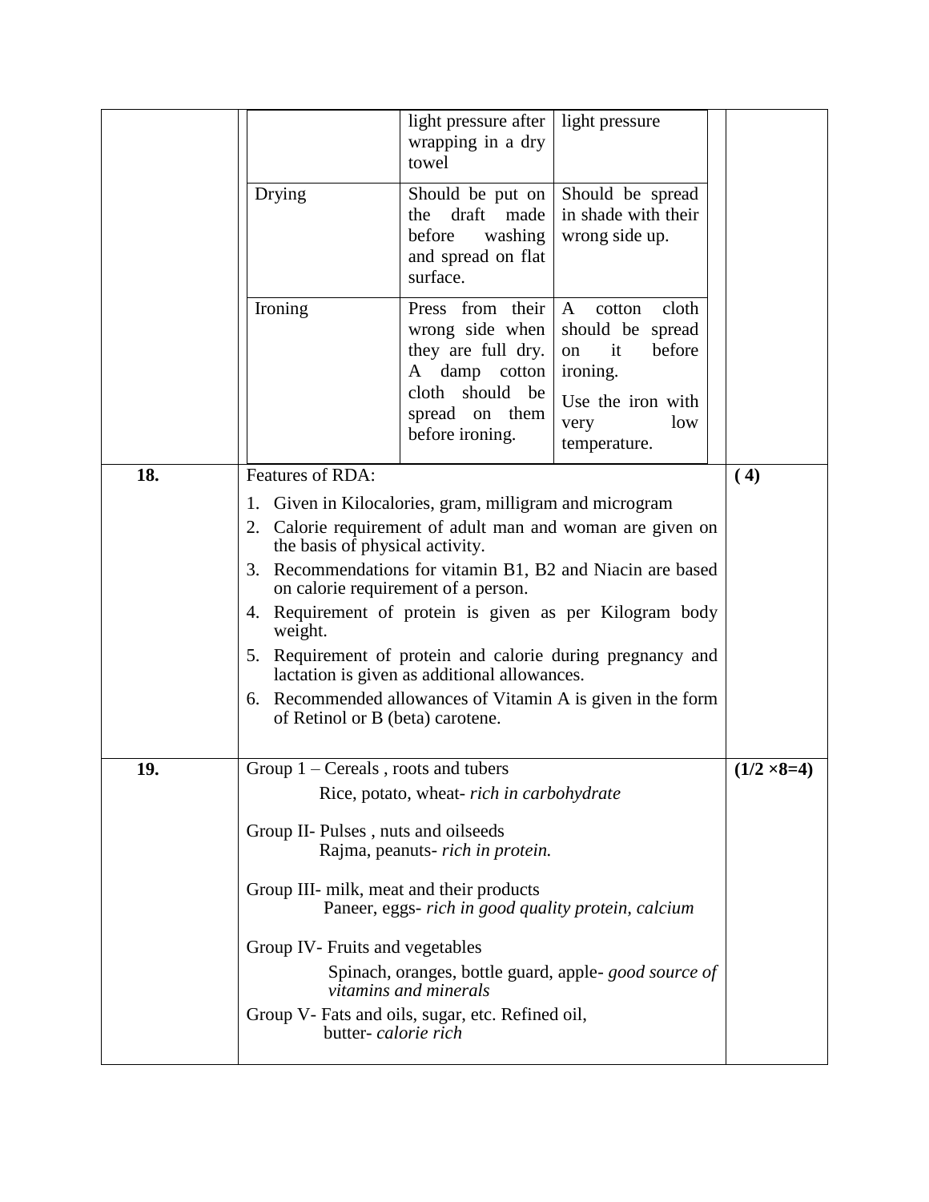| | | | | |
|---|---|---|---|---|
| | | light pressure after wrapping in a dry towel | light pressure | |
| | Drying | Should be put on the draft made before washing and spread on flat surface. | Should be spread in shade with their wrong side up. | |
| | Ironing | Press from their wrong side when they are full dry. A damp cotton cloth should be spread on them before ironing. | A cotton cloth should be spread on it before ironing.<br>Use the iron with very low temperature. | |

| | | |
|---|---|---|
| **18.** | Features of RDA:<br>1. Given in Kilocalories, gram, milligram and microgram<br>2. Calorie requirement of adult man and woman are given on the basis of physical activity.<br>3. Recommendations for vitamin B1, B2 and Niacin are based on calorie requirement of a person.<br>4. Requirement of protein is given as per Kilogram body weight.<br>5. Requirement of protein and calorie during pregnancy and lactation is given as additional allowances.<br>6. Recommended allowances of Vitamin A is given in the form of Retinol or B (beta) carotene. | **( 4)** |
| **19.** | Group 1 – Cereals , roots and tubers<br>Rice, potato, wheat- *rich in carbohydrate*<br><br>Group II- Pulses , nuts and oilseeds<br>Rajma, peanuts- *rich in protein.*<br><br>Group III- milk, meat and their products<br>Paneer, eggs- *rich in good quality protein, calcium*<br><br>Group IV- Fruits and vegetables<br>Spinach, oranges, bottle guard, apple- *good source of vitamins and minerals*<br><br>Group V- Fats and oils, sugar, etc. Refined oil, butter- *calorie rich* | **(1/2 ×8=4)** |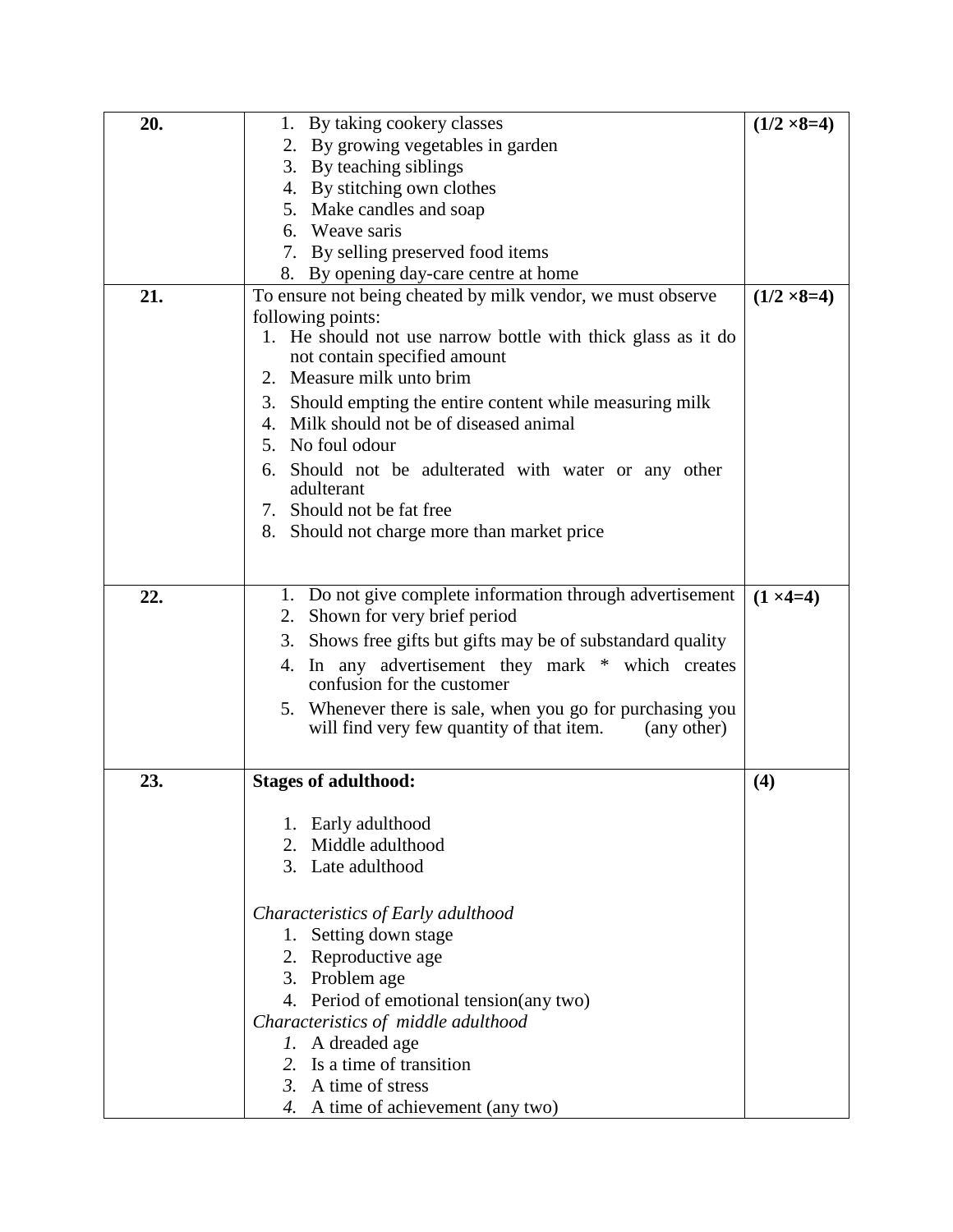| | | |
|---|---|---|
| **20.** | 1. By taking cookery classes<br>2. By growing vegetables in garden<br>3. By teaching siblings<br>4. By stitching own clothes<br>5. Make candles and soap<br>6. Weave saris<br>7. By selling preserved food items<br>8. By opening day-care centre at home | **(1/2 ×8=4)** |
| **21.** | To ensure not being cheated by milk vendor, we must observe following points:<br>1. He should not use narrow bottle with thick glass as it do not contain specified amount<br>2. Measure milk unto brim<br>3. Should empting the entire content while measuring milk<br>4. Milk should not be of diseased animal<br>5. No foul odour<br>6. Should not be adulterated with water or any other adulterant<br>7. Should not be fat free<br>8. Should not charge more than market price | **(1/2 ×8=4)** |
| **22.** | 1. Do not give complete information through advertisement<br>2. Shown for very brief period<br>3. Shows free gifts but gifts may be of substandard quality<br>4. In any advertisement they mark * which creates confusion for the customer<br>5. Whenever there is sale, when you go for purchasing you will find very few quantity of that item. (any other) | **(1 ×4=4)** |
| **23.** | **Stages of adulthood:**<br><br>1. Early adulthood<br>2. Middle adulthood<br>3. Late adulthood<br><br>*Characteristics of Early adulthood*<br>1. Setting down stage<br>2. Reproductive age<br>3. Problem age<br>4. Period of emotional tension(any two)<br>*Characteristics of middle adulthood*<br>*1.* A dreaded age<br>*2.* Is a time of transition<br>*3.* A time of stress<br>*4.* A time of achievement (any two) | **(4)** |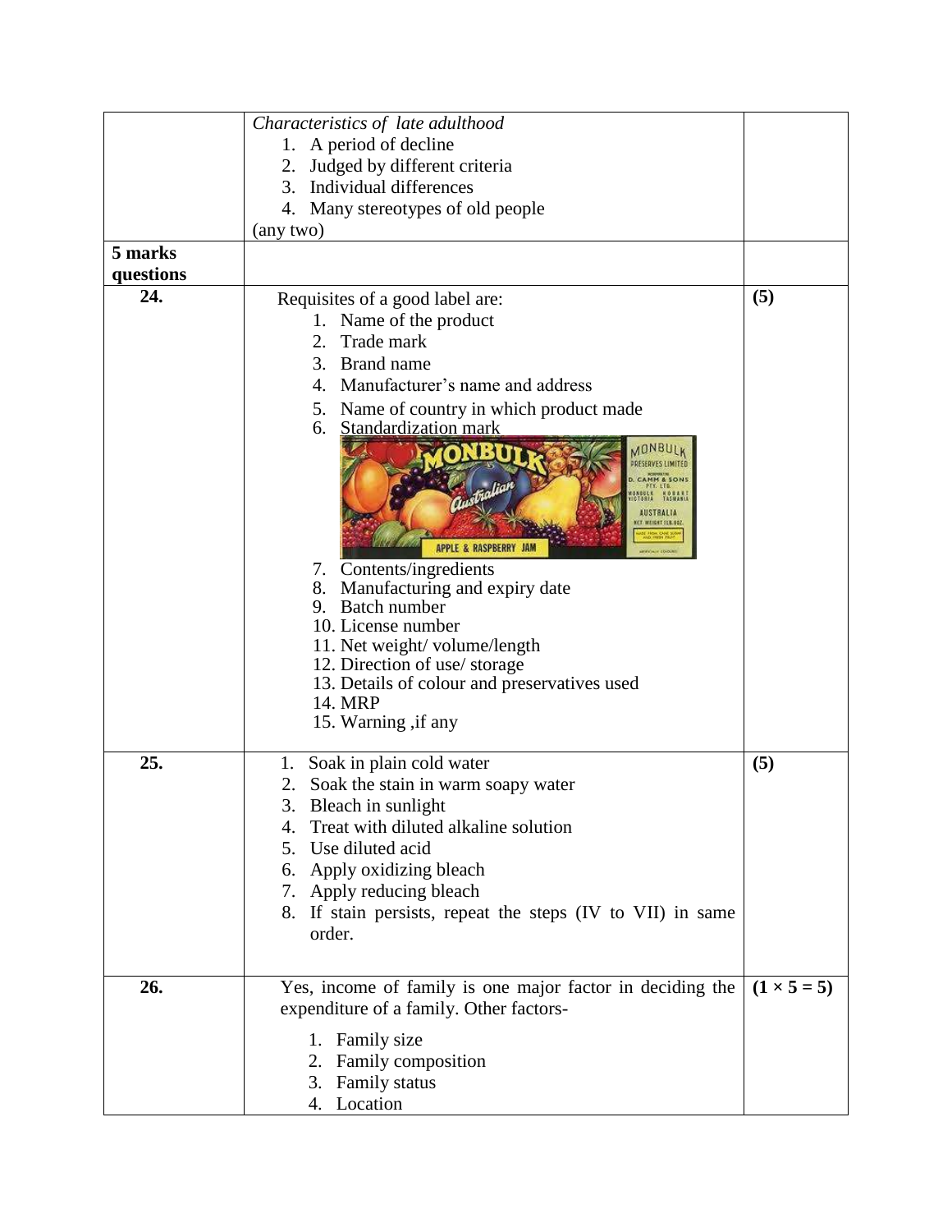| | | |
|---|---|---|
| | *Characteristics of late adulthood*<br>1. A period of decline<br>2. Judged by different criteria<br>3. Individual differences<br>4. Many stereotypes of old people<br>(any two) | |
| **5 marks questions** | | |
| **24.** | Requisites of a good label are:<br>1. Name of the product<br>2. Trade mark<br>3. Brand name<br>4. Manufacturer's name and address<br>5. Name of country in which product made<br>6. Standardization mark<br>7. Contents/ingredients<br>8. Manufacturing and expiry date<br>9. Batch number<br>10. License number<br>11. Net weight/ volume/length<br>12. Direction of use/ storage<br>13. Details of colour and preservatives used<br>14. MRP<br>15. Warning ,if any | **(5)** |
| **25.** | 1. Soak in plain cold water<br>2. Soak the stain in warm soapy water<br>3. Bleach in sunlight<br>4. Treat with diluted alkaline solution<br>5. Use diluted acid<br>6. Apply oxidizing bleach<br>7. Apply reducing bleach<br>8. If stain persists, repeat the steps (IV to VII) in same order. | **(5)** |
| **26.** | Yes, income of family is one major factor in deciding the expenditure of a family. Other factors-<br>1. Family size<br>2. Family composition<br>3. Family status<br>4. Location | **(1 × 5 = 5)** |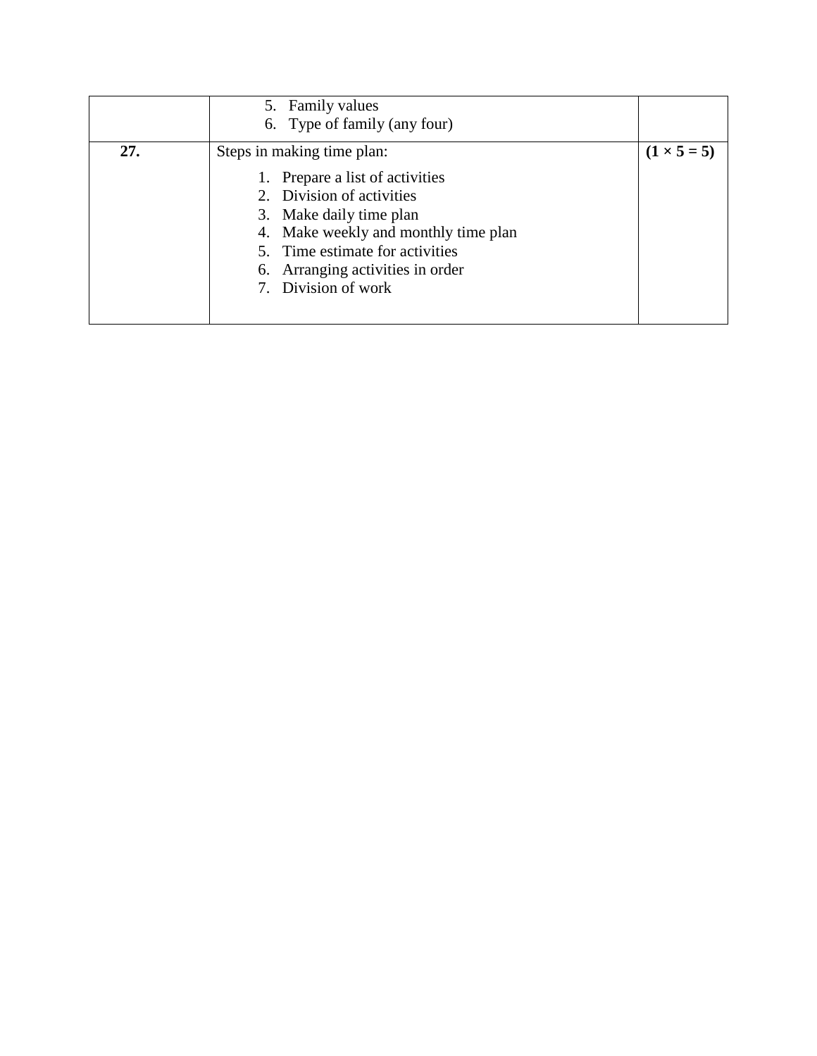| | | |
|---|---|---|
| | 5. Family values<br>6. Type of family (any four) | |
| **27.** | Steps in making time plan:<br>1. Prepare a list of activities<br>2. Division of activities<br>3. Make daily time plan<br>4. Make weekly and monthly time plan<br>5. Time estimate for activities<br>6. Arranging activities in order<br>7. Division of work | **(1 × 5 = 5)** |